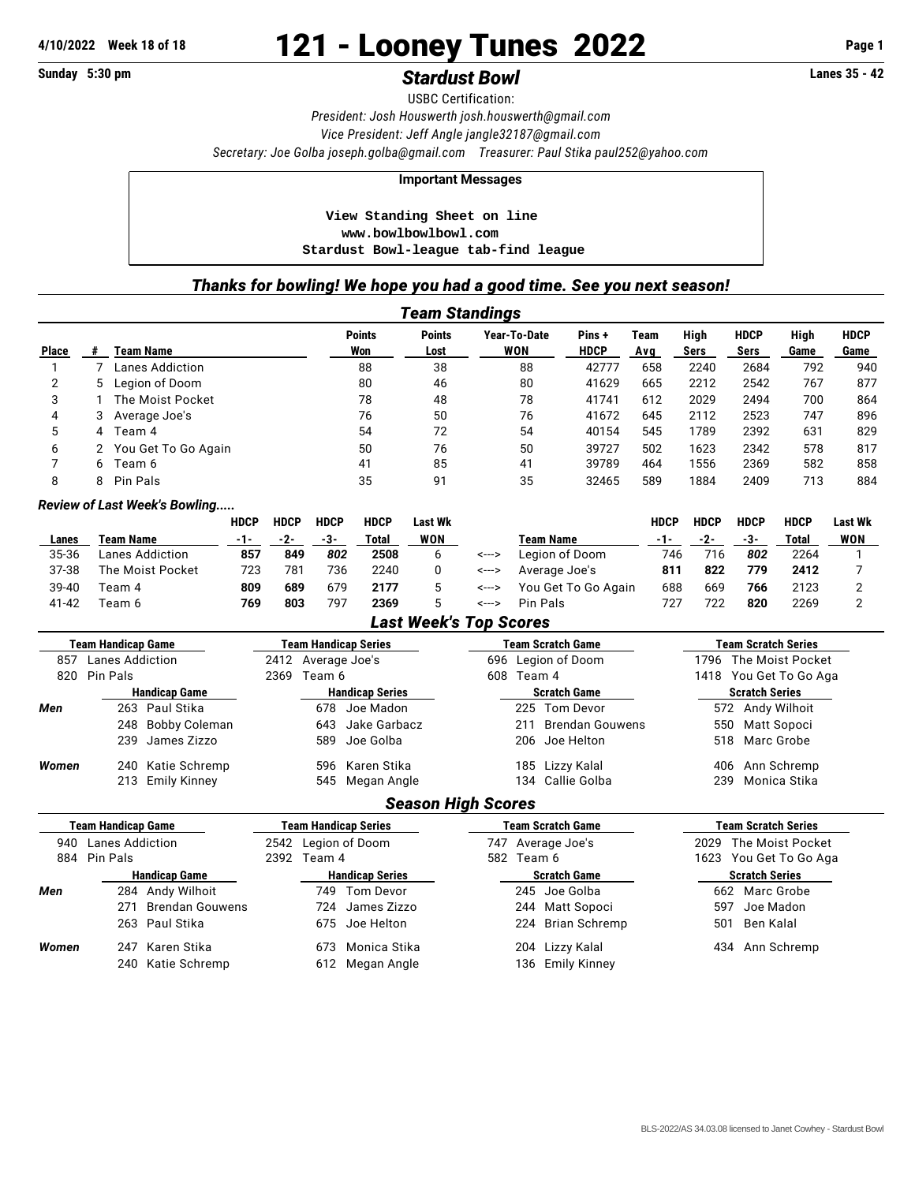# 121 - Looney Tunes 2022

4/10/2022 Week 18 of 18

Sunday 5:30 pm

## *Stardust Bowl*

Lanes 35 - 42

USBC Certification:

*President: Josh Houswerth josh.houswerth@gmail.com*

*Vice President: Jeff Angle jangle32187@gmail.com*

*Secretary: Joe Golba joseph.golba@gmail.com Treasurer: Paul Stika paul252@yahoo.com*

**Important Messages**

```
View Standing Sheet on line
www.bowlbowlbowl.com
Stardust Bowl-league tab-find league
```

***Thanks for bowling! We hope you had a good time. See you next season!***

### *Team Standings*

| Place | # | Team Name | Points Won | Points Lost | Year-To-Date WON | Pins + HDCP | Team Avg | High Sers | HDCP Sers | High Game | HDCP Game |
|---|---|---|---|---|---|---|---|---|---|---|---|
| 1 | 7 | Lanes Addiction | 88 | 38 | 88 | 42777 | 658 | 2240 | 2684 | 792 | 940 |
| 2 | 5 | Legion of Doom | 80 | 46 | 80 | 41629 | 665 | 2212 | 2542 | 767 | 877 |
| 3 | 1 | The Moist Pocket | 78 | 48 | 78 | 41741 | 612 | 2029 | 2494 | 700 | 864 |
| 4 | 3 | Average Joe's | 76 | 50 | 76 | 41672 | 645 | 2112 | 2523 | 747 | 896 |
| 5 | 4 | Team 4 | 54 | 72 | 54 | 40154 | 545 | 1789 | 2392 | 631 | 829 |
| 6 | 2 | You Get To Go Again | 50 | 76 | 50 | 39727 | 502 | 1623 | 2342 | 578 | 817 |
| 7 | 6 | Team 6 | 41 | 85 | 41 | 39789 | 464 | 1556 | 2369 | 582 | 858 |
| 8 | 8 | Pin Pals | 35 | 91 | 35 | 32465 | 589 | 1884 | 2409 | 713 | 884 |

*Review of Last Week's Bowling.....*

| Lanes | Team Name | HDCP -1- | HDCP -2- | HDCP -3- | HDCP Total | Last Wk WON | | Team Name | HDCP -1- | HDCP -2- | HDCP -3- | HDCP Total | Last Wk WON |
|---|---|---|---|---|---|---|---|---|---|---|---|---|---|
| 35-36 | Lanes Addiction | **857** | **849** | ***802*** | **2508** | 6 | <---> | Legion of Doom | 746 | 716 | ***802*** | 2264 | 1 |
| 37-38 | The Moist Pocket | 723 | 781 | 736 | 2240 | 0 | <---> | Average Joe's | **811** | **822** | **779** | **2412** | 7 |
| 39-40 | Team 4 | **809** | **689** | 679 | **2177** | 5 | <---> | You Get To Go Again | 688 | 669 | **766** | 2123 | 2 |
| 41-42 | Team 6 | **769** | **803** | 797 | **2369** | 5 | <---> | Pin Pals | 727 | 722 | **820** | 2269 | 2 |

### *Last Week's Top Scores*

| Team Handicap Game | Team Handicap Series | Team Scratch Game | Team Scratch Series |
|---|---|---|---|
| 857 Lanes Addiction | 2412 Average Joe's | 696 Legion of Doom | 1796 The Moist Pocket |
| 820 Pin Pals | 2369 Team 6 | 608 Team 4 | 1418 You Get To Go Aga |

| | Handicap Game | Handicap Series | Scratch Game | Scratch Series |
|---|---|---|---|---|
| Men | 263 Paul Stika | 678 Joe Madon | 225 Tom Devor | 572 Andy Wilhoit |
| | 248 Bobby Coleman | 643 Jake Garbacz | 211 Brendan Gouwens | 550 Matt Sopoci |
| | 239 James Zizzo | 589 Joe Golba | 206 Joe Helton | 518 Marc Grobe |
| Women | 240 Katie Schremp | 596 Karen Stika | 185 Lizzy Kalal | 406 Ann Schremp |
| | 213 Emily Kinney | 545 Megan Angle | 134 Callie Golba | 239 Monica Stika |

### *Season High Scores*

| Team Handicap Game | Team Handicap Series | Team Scratch Game | Team Scratch Series |
|---|---|---|---|
| 940 Lanes Addiction | 2542 Legion of Doom | 747 Average Joe's | 2029 The Moist Pocket |
| 884 Pin Pals | 2392 Team 4 | 582 Team 6 | 1623 You Get To Go Aga |

| | Handicap Game | Handicap Series | Scratch Game | Scratch Series |
|---|---|---|---|---|
| Men | 284 Andy Wilhoit | 749 Tom Devor | 245 Joe Golba | 662 Marc Grobe |
| | 271 Brendan Gouwens | 724 James Zizzo | 244 Matt Sopoci | 597 Joe Madon |
| | 263 Paul Stika | 675 Joe Helton | 224 Brian Schremp | 501 Ben Kalal |
| Women | 247 Karen Stika | 673 Monica Stika | 204 Lizzy Kalal | 434 Ann Schremp |
| | 240 Katie Schremp | 612 Megan Angle | 136 Emily Kinney | |

BLS-2022/AS 34.03.08 licensed to Janet Cowhey - Stardust Bowl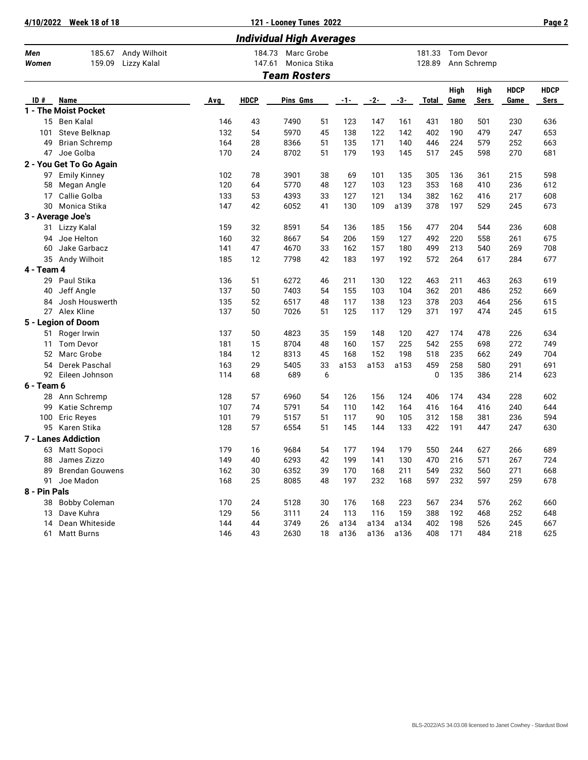## Individual High Averages

| | | | | | | |
|---|---|---|---|---|---|---|
| **Men** | 185.67 | Andy Wilhoit | 184.73 | Marc Grobe | 181.33 | Tom Devor |
| **Women** | 159.09 | Lizzy Kalal | 147.61 | Monica Stika | 128.89 | Ann Schremp |

## Team Rosters

| ID # | Name | Avg | HDCP | Pins | Gms | -1- | -2- | -3- | Total | High Game | High Sers | HDCP Game | HDCP Sers |
|---|---|---|---|---|---|---|---|---|---|---|---|---|---|
| **1 - The Moist Pocket** | | | | | | | | | | | | | |
| 15 | Ben Kalal | 146 | 43 | 7490 | 51 | 123 | 147 | 161 | 431 | 180 | 501 | 230 | 636 |
| 101 | Steve Belknap | 132 | 54 | 5970 | 45 | 138 | 122 | 142 | 402 | 190 | 479 | 247 | 653 |
| 49 | Brian Schremp | 164 | 28 | 8366 | 51 | 135 | 171 | 140 | 446 | 224 | 579 | 252 | 663 |
| 47 | Joe Golba | 170 | 24 | 8702 | 51 | 179 | 193 | 145 | 517 | 245 | 598 | 270 | 681 |
| **2 - You Get To Go Again** | | | | | | | | | | | | | |
| 97 | Emily Kinney | 102 | 78 | 3901 | 38 | 69 | 101 | 135 | 305 | 136 | 361 | 215 | 598 |
| 58 | Megan Angle | 120 | 64 | 5770 | 48 | 127 | 103 | 123 | 353 | 168 | 410 | 236 | 612 |
| 17 | Callie Golba | 133 | 53 | 4393 | 33 | 127 | 121 | 134 | 382 | 162 | 416 | 217 | 608 |
| 30 | Monica Stika | 147 | 42 | 6052 | 41 | 130 | 109 | a139 | 378 | 197 | 529 | 245 | 673 |
| **3 - Average Joe's** | | | | | | | | | | | | | |
| 31 | Lizzy Kalal | 159 | 32 | 8591 | 54 | 136 | 185 | 156 | 477 | 204 | 544 | 236 | 608 |
| 94 | Joe Helton | 160 | 32 | 8667 | 54 | 206 | 159 | 127 | 492 | 220 | 558 | 261 | 675 |
| 60 | Jake Garbacz | 141 | 47 | 4670 | 33 | 162 | 157 | 180 | 499 | 213 | 540 | 269 | 708 |
| 35 | Andy Wilhoit | 185 | 12 | 7798 | 42 | 183 | 197 | 192 | 572 | 264 | 617 | 284 | 677 |
| **4 - Team 4** | | | | | | | | | | | | | |
| 29 | Paul Stika | 136 | 51 | 6272 | 46 | 211 | 130 | 122 | 463 | 211 | 463 | 263 | 619 |
| 40 | Jeff Angle | 137 | 50 | 7403 | 54 | 155 | 103 | 104 | 362 | 201 | 486 | 252 | 669 |
| 84 | Josh Houswerth | 135 | 52 | 6517 | 48 | 117 | 138 | 123 | 378 | 203 | 464 | 256 | 615 |
| 27 | Alex Kline | 137 | 50 | 7026 | 51 | 125 | 117 | 129 | 371 | 197 | 474 | 245 | 615 |
| **5 - Legion of Doom** | | | | | | | | | | | | | |
| 51 | Roger Irwin | 137 | 50 | 4823 | 35 | 159 | 148 | 120 | 427 | 174 | 478 | 226 | 634 |
| 11 | Tom Devor | 181 | 15 | 8704 | 48 | 160 | 157 | 225 | 542 | 255 | 698 | 272 | 749 |
| 52 | Marc Grobe | 184 | 12 | 8313 | 45 | 168 | 152 | 198 | 518 | 235 | 662 | 249 | 704 |
| 54 | Derek Paschal | 163 | 29 | 5405 | 33 | a153 | a153 | a153 | 459 | 258 | 580 | 291 | 691 |
| 92 | Eileen Johnson | 114 | 68 | 689 | 6 | | | | 0 | 135 | 386 | 214 | 623 |
| **6 - Team 6** | | | | | | | | | | | | | |
| 28 | Ann Schremp | 128 | 57 | 6960 | 54 | 126 | 156 | 124 | 406 | 174 | 434 | 228 | 602 |
| 99 | Katie Schremp | 107 | 74 | 5791 | 54 | 110 | 142 | 164 | 416 | 164 | 416 | 240 | 644 |
| 100 | Eric Reyes | 101 | 79 | 5157 | 51 | 117 | 90 | 105 | 312 | 158 | 381 | 236 | 594 |
| 95 | Karen Stika | 128 | 57 | 6554 | 51 | 145 | 144 | 133 | 422 | 191 | 447 | 247 | 630 |
| **7 - Lanes Addiction** | | | | | | | | | | | | | |
| 63 | Matt Sopoci | 179 | 16 | 9684 | 54 | 177 | 194 | 179 | 550 | 244 | 627 | 266 | 689 |
| 88 | James Zizzo | 149 | 40 | 6293 | 42 | 199 | 141 | 130 | 470 | 216 | 571 | 267 | 724 |
| 89 | Brendan Gouwens | 162 | 30 | 6352 | 39 | 170 | 168 | 211 | 549 | 232 | 560 | 271 | 668 |
| 91 | Joe Madon | 168 | 25 | 8085 | 48 | 197 | 232 | 168 | 597 | 232 | 597 | 259 | 678 |
| **8 - Pin Pals** | | | | | | | | | | | | | |
| 38 | Bobby Coleman | 170 | 24 | 5128 | 30 | 176 | 168 | 223 | 567 | 234 | 576 | 262 | 660 |
| 13 | Dave Kuhra | 129 | 56 | 3111 | 24 | 113 | 116 | 159 | 388 | 192 | 468 | 252 | 648 |
| 14 | Dean Whiteside | 144 | 44 | 3749 | 26 | a134 | a134 | a134 | 402 | 198 | 526 | 245 | 667 |
| 61 | Matt Burns | 146 | 43 | 2630 | 18 | a136 | a136 | a136 | 408 | 171 | 484 | 218 | 625 |